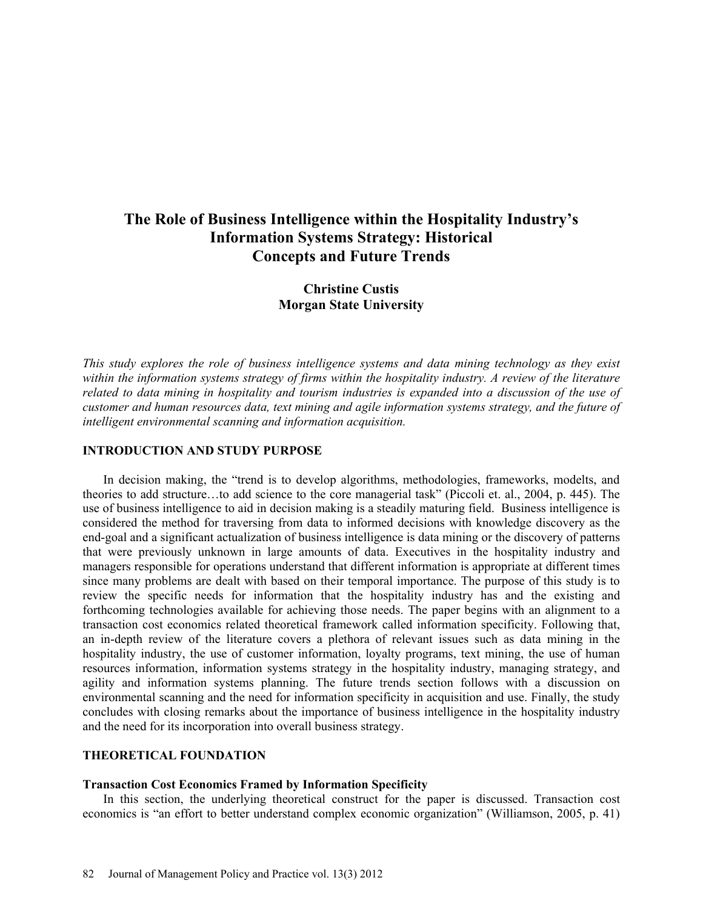# The Role of Business Intelligence within the Hospitality Industry's Information Systems Strategy: Historical Concepts and Future Trends

**Christine Custis**
**Morgan State University**

*This study explores the role of business intelligence systems and data mining technology as they exist within the information systems strategy of firms within the hospitality industry. A review of the literature related to data mining in hospitality and tourism industries is expanded into a discussion of the use of customer and human resources data, text mining and agile information systems strategy, and the future of intelligent environmental scanning and information acquisition.*

## INTRODUCTION AND STUDY PURPOSE

In decision making, the "trend is to develop algorithms, methodologies, frameworks, modelts, and theories to add structure…to add science to the core managerial task" (Piccoli et. al., 2004, p. 445). The use of business intelligence to aid in decision making is a steadily maturing field. Business intelligence is considered the method for traversing from data to informed decisions with knowledge discovery as the end-goal and a significant actualization of business intelligence is data mining or the discovery of patterns that were previously unknown in large amounts of data. Executives in the hospitality industry and managers responsible for operations understand that different information is appropriate at different times since many problems are dealt with based on their temporal importance. The purpose of this study is to review the specific needs for information that the hospitality industry has and the existing and forthcoming technologies available for achieving those needs. The paper begins with an alignment to a transaction cost economics related theoretical framework called information specificity. Following that, an in-depth review of the literature covers a plethora of relevant issues such as data mining in the hospitality industry, the use of customer information, loyalty programs, text mining, the use of human resources information, information systems strategy in the hospitality industry, managing strategy, and agility and information systems planning. The future trends section follows with a discussion on environmental scanning and the need for information specificity in acquisition and use. Finally, the study concludes with closing remarks about the importance of business intelligence in the hospitality industry and the need for its incorporation into overall business strategy.

## THEORETICAL FOUNDATION

### Transaction Cost Economics Framed by Information Specificity

In this section, the underlying theoretical construct for the paper is discussed. Transaction cost economics is "an effort to better understand complex economic organization" (Williamson, 2005, p. 41)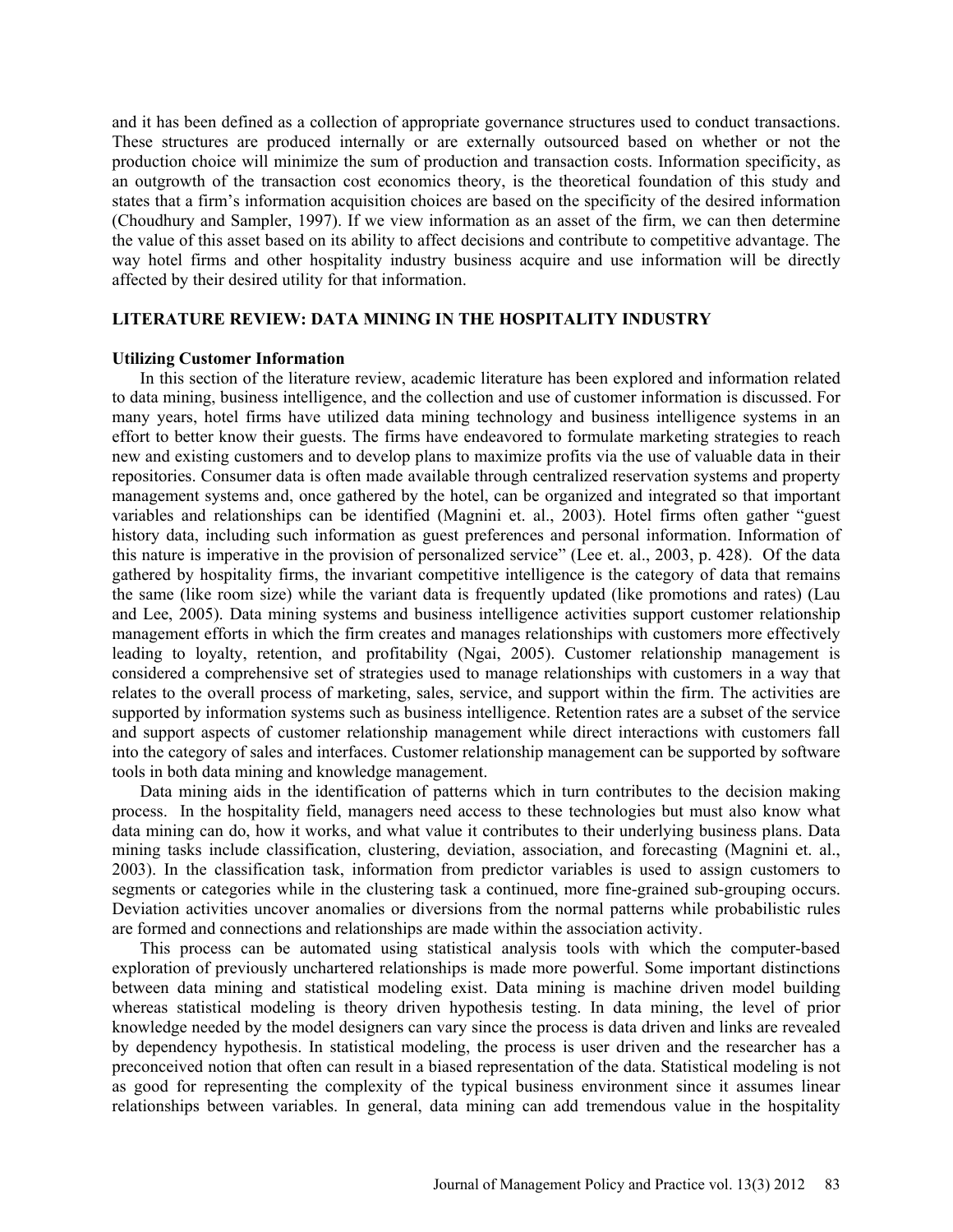and it has been defined as a collection of appropriate governance structures used to conduct transactions. These structures are produced internally or are externally outsourced based on whether or not the production choice will minimize the sum of production and transaction costs. Information specificity, as an outgrowth of the transaction cost economics theory, is the theoretical foundation of this study and states that a firm's information acquisition choices are based on the specificity of the desired information (Choudhury and Sampler, 1997). If we view information as an asset of the firm, we can then determine the value of this asset based on its ability to affect decisions and contribute to competitive advantage. The way hotel firms and other hospitality industry business acquire and use information will be directly affected by their desired utility for that information.

## LITERATURE REVIEW: DATA MINING IN THE HOSPITALITY INDUSTRY

### Utilizing Customer Information

In this section of the literature review, academic literature has been explored and information related to data mining, business intelligence, and the collection and use of customer information is discussed. For many years, hotel firms have utilized data mining technology and business intelligence systems in an effort to better know their guests. The firms have endeavored to formulate marketing strategies to reach new and existing customers and to develop plans to maximize profits via the use of valuable data in their repositories. Consumer data is often made available through centralized reservation systems and property management systems and, once gathered by the hotel, can be organized and integrated so that important variables and relationships can be identified (Magnini et. al., 2003). Hotel firms often gather "guest history data, including such information as guest preferences and personal information. Information of this nature is imperative in the provision of personalized service" (Lee et. al., 2003, p. 428). Of the data gathered by hospitality firms, the invariant competitive intelligence is the category of data that remains the same (like room size) while the variant data is frequently updated (like promotions and rates) (Lau and Lee, 2005). Data mining systems and business intelligence activities support customer relationship management efforts in which the firm creates and manages relationships with customers more effectively leading to loyalty, retention, and profitability (Ngai, 2005). Customer relationship management is considered a comprehensive set of strategies used to manage relationships with customers in a way that relates to the overall process of marketing, sales, service, and support within the firm. The activities are supported by information systems such as business intelligence. Retention rates are a subset of the service and support aspects of customer relationship management while direct interactions with customers fall into the category of sales and interfaces. Customer relationship management can be supported by software tools in both data mining and knowledge management.

Data mining aids in the identification of patterns which in turn contributes to the decision making process. In the hospitality field, managers need access to these technologies but must also know what data mining can do, how it works, and what value it contributes to their underlying business plans. Data mining tasks include classification, clustering, deviation, association, and forecasting (Magnini et. al., 2003). In the classification task, information from predictor variables is used to assign customers to segments or categories while in the clustering task a continued, more fine-grained sub-grouping occurs. Deviation activities uncover anomalies or diversions from the normal patterns while probabilistic rules are formed and connections and relationships are made within the association activity.

This process can be automated using statistical analysis tools with which the computer-based exploration of previously unchartered relationships is made more powerful. Some important distinctions between data mining and statistical modeling exist. Data mining is machine driven model building whereas statistical modeling is theory driven hypothesis testing. In data mining, the level of prior knowledge needed by the model designers can vary since the process is data driven and links are revealed by dependency hypothesis. In statistical modeling, the process is user driven and the researcher has a preconceived notion that often can result in a biased representation of the data. Statistical modeling is not as good for representing the complexity of the typical business environment since it assumes linear relationships between variables. In general, data mining can add tremendous value in the hospitality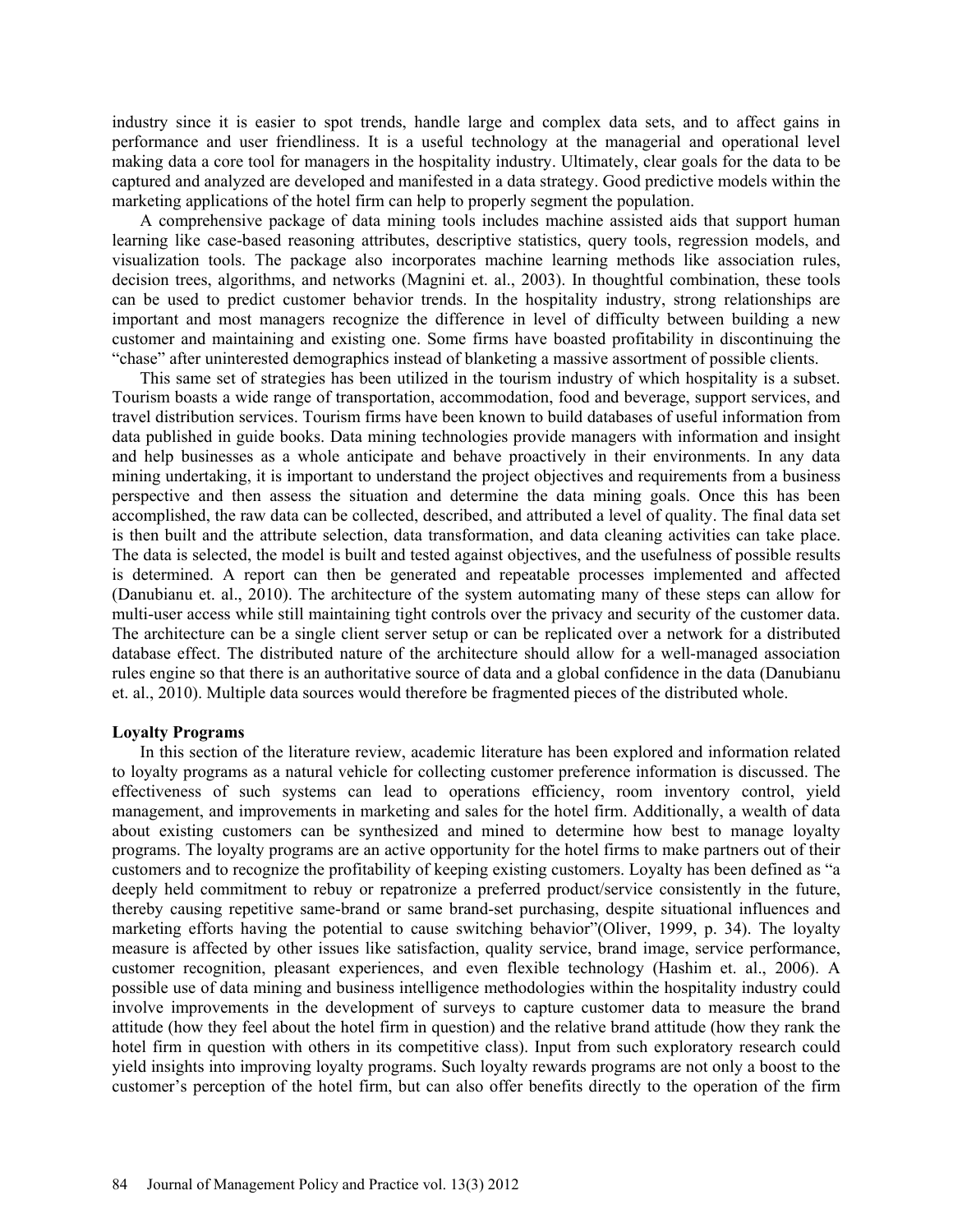industry since it is easier to spot trends, handle large and complex data sets, and to affect gains in performance and user friendliness. It is a useful technology at the managerial and operational level making data a core tool for managers in the hospitality industry. Ultimately, clear goals for the data to be captured and analyzed are developed and manifested in a data strategy. Good predictive models within the marketing applications of the hotel firm can help to properly segment the population.

A comprehensive package of data mining tools includes machine assisted aids that support human learning like case-based reasoning attributes, descriptive statistics, query tools, regression models, and visualization tools. The package also incorporates machine learning methods like association rules, decision trees, algorithms, and networks (Magnini et. al., 2003). In thoughtful combination, these tools can be used to predict customer behavior trends. In the hospitality industry, strong relationships are important and most managers recognize the difference in level of difficulty between building a new customer and maintaining and existing one. Some firms have boasted profitability in discontinuing the "chase" after uninterested demographics instead of blanketing a massive assortment of possible clients.

This same set of strategies has been utilized in the tourism industry of which hospitality is a subset. Tourism boasts a wide range of transportation, accommodation, food and beverage, support services, and travel distribution services. Tourism firms have been known to build databases of useful information from data published in guide books. Data mining technologies provide managers with information and insight and help businesses as a whole anticipate and behave proactively in their environments. In any data mining undertaking, it is important to understand the project objectives and requirements from a business perspective and then assess the situation and determine the data mining goals. Once this has been accomplished, the raw data can be collected, described, and attributed a level of quality. The final data set is then built and the attribute selection, data transformation, and data cleaning activities can take place. The data is selected, the model is built and tested against objectives, and the usefulness of possible results is determined. A report can then be generated and repeatable processes implemented and affected (Danubianu et. al., 2010). The architecture of the system automating many of these steps can allow for multi-user access while still maintaining tight controls over the privacy and security of the customer data. The architecture can be a single client server setup or can be replicated over a network for a distributed database effect. The distributed nature of the architecture should allow for a well-managed association rules engine so that there is an authoritative source of data and a global confidence in the data (Danubianu et. al., 2010). Multiple data sources would therefore be fragmented pieces of the distributed whole.

**Loyalty Programs**

In this section of the literature review, academic literature has been explored and information related to loyalty programs as a natural vehicle for collecting customer preference information is discussed. The effectiveness of such systems can lead to operations efficiency, room inventory control, yield management, and improvements in marketing and sales for the hotel firm. Additionally, a wealth of data about existing customers can be synthesized and mined to determine how best to manage loyalty programs. The loyalty programs are an active opportunity for the hotel firms to make partners out of their customers and to recognize the profitability of keeping existing customers. Loyalty has been defined as "a deeply held commitment to rebuy or repatronize a preferred product/service consistently in the future, thereby causing repetitive same-brand or same brand-set purchasing, despite situational influences and marketing efforts having the potential to cause switching behavior"(Oliver, 1999, p. 34). The loyalty measure is affected by other issues like satisfaction, quality service, brand image, service performance, customer recognition, pleasant experiences, and even flexible technology (Hashim et. al., 2006). A possible use of data mining and business intelligence methodologies within the hospitality industry could involve improvements in the development of surveys to capture customer data to measure the brand attitude (how they feel about the hotel firm in question) and the relative brand attitude (how they rank the hotel firm in question with others in its competitive class). Input from such exploratory research could yield insights into improving loyalty programs. Such loyalty rewards programs are not only a boost to the customer's perception of the hotel firm, but can also offer benefits directly to the operation of the firm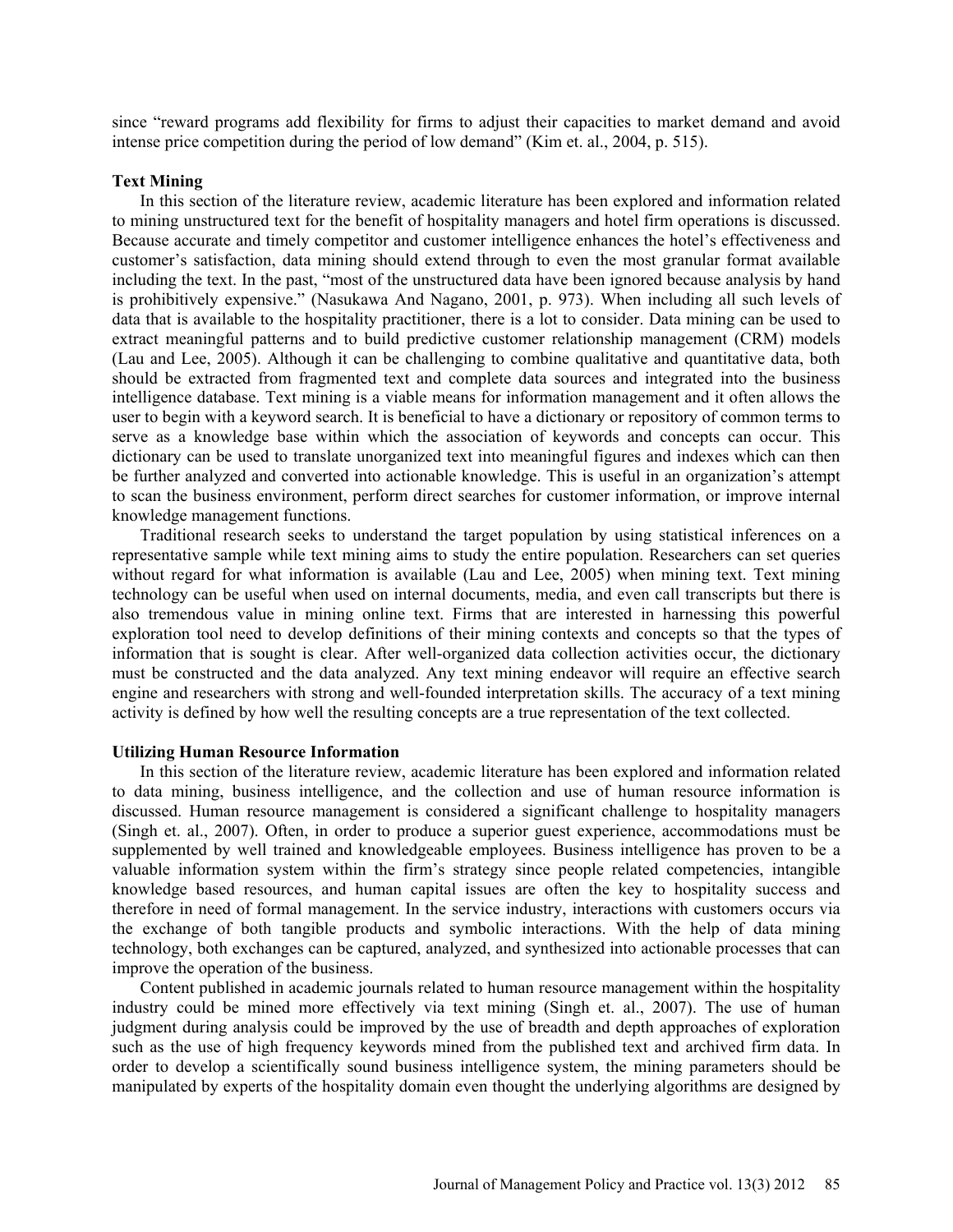since "reward programs add flexibility for firms to adjust their capacities to market demand and avoid intense price competition during the period of low demand" (Kim et. al., 2004, p. 515).

**Text Mining**

In this section of the literature review, academic literature has been explored and information related to mining unstructured text for the benefit of hospitality managers and hotel firm operations is discussed. Because accurate and timely competitor and customer intelligence enhances the hotel's effectiveness and customer's satisfaction, data mining should extend through to even the most granular format available including the text. In the past, "most of the unstructured data have been ignored because analysis by hand is prohibitively expensive." (Nasukawa And Nagano, 2001, p. 973). When including all such levels of data that is available to the hospitality practitioner, there is a lot to consider. Data mining can be used to extract meaningful patterns and to build predictive customer relationship management (CRM) models (Lau and Lee, 2005). Although it can be challenging to combine qualitative and quantitative data, both should be extracted from fragmented text and complete data sources and integrated into the business intelligence database. Text mining is a viable means for information management and it often allows the user to begin with a keyword search. It is beneficial to have a dictionary or repository of common terms to serve as a knowledge base within which the association of keywords and concepts can occur. This dictionary can be used to translate unorganized text into meaningful figures and indexes which can then be further analyzed and converted into actionable knowledge. This is useful in an organization's attempt to scan the business environment, perform direct searches for customer information, or improve internal knowledge management functions.

Traditional research seeks to understand the target population by using statistical inferences on a representative sample while text mining aims to study the entire population. Researchers can set queries without regard for what information is available (Lau and Lee, 2005) when mining text. Text mining technology can be useful when used on internal documents, media, and even call transcripts but there is also tremendous value in mining online text. Firms that are interested in harnessing this powerful exploration tool need to develop definitions of their mining contexts and concepts so that the types of information that is sought is clear. After well-organized data collection activities occur, the dictionary must be constructed and the data analyzed. Any text mining endeavor will require an effective search engine and researchers with strong and well-founded interpretation skills. The accuracy of a text mining activity is defined by how well the resulting concepts are a true representation of the text collected.

**Utilizing Human Resource Information**

In this section of the literature review, academic literature has been explored and information related to data mining, business intelligence, and the collection and use of human resource information is discussed. Human resource management is considered a significant challenge to hospitality managers (Singh et. al., 2007). Often, in order to produce a superior guest experience, accommodations must be supplemented by well trained and knowledgeable employees. Business intelligence has proven to be a valuable information system within the firm's strategy since people related competencies, intangible knowledge based resources, and human capital issues are often the key to hospitality success and therefore in need of formal management. In the service industry, interactions with customers occurs via the exchange of both tangible products and symbolic interactions. With the help of data mining technology, both exchanges can be captured, analyzed, and synthesized into actionable processes that can improve the operation of the business.

Content published in academic journals related to human resource management within the hospitality industry could be mined more effectively via text mining (Singh et. al., 2007). The use of human judgment during analysis could be improved by the use of breadth and depth approaches of exploration such as the use of high frequency keywords mined from the published text and archived firm data. In order to develop a scientifically sound business intelligence system, the mining parameters should be manipulated by experts of the hospitality domain even thought the underlying algorithms are designed by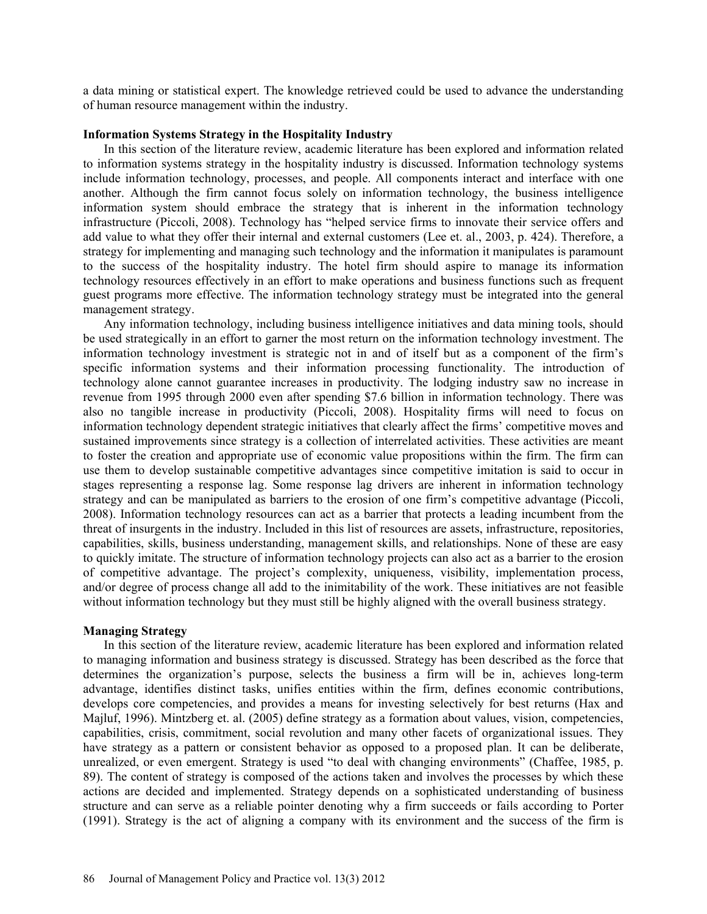a data mining or statistical expert. The knowledge retrieved could be used to advance the understanding of human resource management within the industry.

**Information Systems Strategy in the Hospitality Industry**

In this section of the literature review, academic literature has been explored and information related to information systems strategy in the hospitality industry is discussed. Information technology systems include information technology, processes, and people. All components interact and interface with one another. Although the firm cannot focus solely on information technology, the business intelligence information system should embrace the strategy that is inherent in the information technology infrastructure (Piccoli, 2008). Technology has "helped service firms to innovate their service offers and add value to what they offer their internal and external customers (Lee et. al., 2003, p. 424). Therefore, a strategy for implementing and managing such technology and the information it manipulates is paramount to the success of the hospitality industry. The hotel firm should aspire to manage its information technology resources effectively in an effort to make operations and business functions such as frequent guest programs more effective. The information technology strategy must be integrated into the general management strategy.

Any information technology, including business intelligence initiatives and data mining tools, should be used strategically in an effort to garner the most return on the information technology investment. The information technology investment is strategic not in and of itself but as a component of the firm's specific information systems and their information processing functionality. The introduction of technology alone cannot guarantee increases in productivity. The lodging industry saw no increase in revenue from 1995 through 2000 even after spending $7.6 billion in information technology. There was also no tangible increase in productivity (Piccoli, 2008). Hospitality firms will need to focus on information technology dependent strategic initiatives that clearly affect the firms' competitive moves and sustained improvements since strategy is a collection of interrelated activities. These activities are meant to foster the creation and appropriate use of economic value propositions within the firm. The firm can use them to develop sustainable competitive advantages since competitive imitation is said to occur in stages representing a response lag. Some response lag drivers are inherent in information technology strategy and can be manipulated as barriers to the erosion of one firm's competitive advantage (Piccoli, 2008). Information technology resources can act as a barrier that protects a leading incumbent from the threat of insurgents in the industry. Included in this list of resources are assets, infrastructure, repositories, capabilities, skills, business understanding, management skills, and relationships. None of these are easy to quickly imitate. The structure of information technology projects can also act as a barrier to the erosion of competitive advantage. The project's complexity, uniqueness, visibility, implementation process, and/or degree of process change all add to the inimitability of the work. These initiatives are not feasible without information technology but they must still be highly aligned with the overall business strategy.

**Managing Strategy**

In this section of the literature review, academic literature has been explored and information related to managing information and business strategy is discussed. Strategy has been described as the force that determines the organization's purpose, selects the business a firm will be in, achieves long-term advantage, identifies distinct tasks, unifies entities within the firm, defines economic contributions, develops core competencies, and provides a means for investing selectively for best returns (Hax and Majluf, 1996). Mintzberg et. al. (2005) define strategy as a formation about values, vision, competencies, capabilities, crisis, commitment, social revolution and many other facets of organizational issues. They have strategy as a pattern or consistent behavior as opposed to a proposed plan. It can be deliberate, unrealized, or even emergent. Strategy is used "to deal with changing environments" (Chaffee, 1985, p. 89). The content of strategy is composed of the actions taken and involves the processes by which these actions are decided and implemented. Strategy depends on a sophisticated understanding of business structure and can serve as a reliable pointer denoting why a firm succeeds or fails according to Porter (1991). Strategy is the act of aligning a company with its environment and the success of the firm is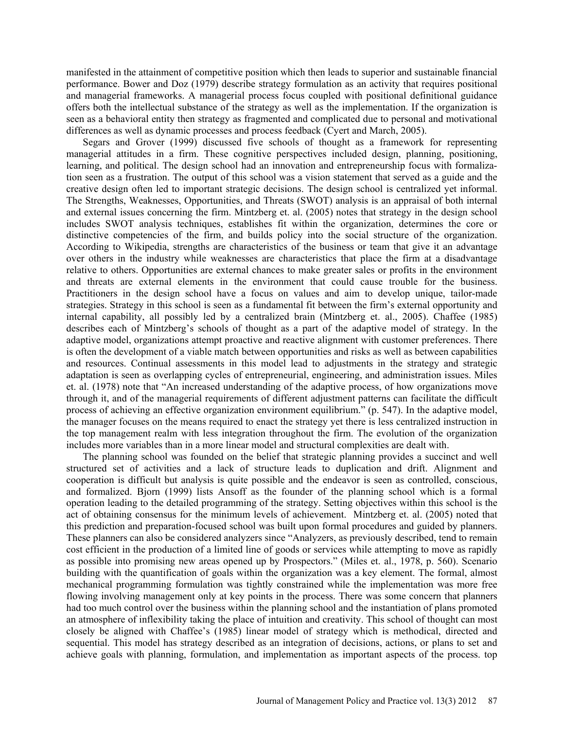manifested in the attainment of competitive position which then leads to superior and sustainable financial performance. Bower and Doz (1979) describe strategy formulation as an activity that requires positional and managerial frameworks. A managerial process focus coupled with positional definitional guidance offers both the intellectual substance of the strategy as well as the implementation. If the organization is seen as a behavioral entity then strategy as fragmented and complicated due to personal and motivational differences as well as dynamic processes and process feedback (Cyert and March, 2005).

Segars and Grover (1999) discussed five schools of thought as a framework for representing managerial attitudes in a firm. These cognitive perspectives included design, planning, positioning, learning, and political. The design school had an innovation and entrepreneurship focus with formalization seen as a frustration. The output of this school was a vision statement that served as a guide and the creative design often led to important strategic decisions. The design school is centralized yet informal. The Strengths, Weaknesses, Opportunities, and Threats (SWOT) analysis is an appraisal of both internal and external issues concerning the firm. Mintzberg et. al. (2005) notes that strategy in the design school includes SWOT analysis techniques, establishes fit within the organization, determines the core or distinctive competencies of the firm, and builds policy into the social structure of the organization. According to Wikipedia, strengths are characteristics of the business or team that give it an advantage over others in the industry while weaknesses are characteristics that place the firm at a disadvantage relative to others. Opportunities are external chances to make greater sales or profits in the environment and threats are external elements in the environment that could cause trouble for the business. Practitioners in the design school have a focus on values and aim to develop unique, tailor-made strategies. Strategy in this school is seen as a fundamental fit between the firm's external opportunity and internal capability, all possibly led by a centralized brain (Mintzberg et. al., 2005). Chaffee (1985) describes each of Mintzberg's schools of thought as a part of the adaptive model of strategy. In the adaptive model, organizations attempt proactive and reactive alignment with customer preferences. There is often the development of a viable match between opportunities and risks as well as between capabilities and resources. Continual assessments in this model lead to adjustments in the strategy and strategic adaptation is seen as overlapping cycles of entrepreneurial, engineering, and administration issues. Miles et. al. (1978) note that "An increased understanding of the adaptive process, of how organizations move through it, and of the managerial requirements of different adjustment patterns can facilitate the difficult process of achieving an effective organization environment equilibrium." (p. 547). In the adaptive model, the manager focuses on the means required to enact the strategy yet there is less centralized instruction in the top management realm with less integration throughout the firm. The evolution of the organization includes more variables than in a more linear model and structural complexities are dealt with.

The planning school was founded on the belief that strategic planning provides a succinct and well structured set of activities and a lack of structure leads to duplication and drift. Alignment and cooperation is difficult but analysis is quite possible and the endeavor is seen as controlled, conscious, and formalized. Bjorn (1999) lists Ansoff as the founder of the planning school which is a formal operation leading to the detailed programming of the strategy. Setting objectives within this school is the act of obtaining consensus for the minimum levels of achievement. Mintzberg et. al. (2005) noted that this prediction and preparation-focused school was built upon formal procedures and guided by planners. These planners can also be considered analyzers since "Analyzers, as previously described, tend to remain cost efficient in the production of a limited line of goods or services while attempting to move as rapidly as possible into promising new areas opened up by Prospectors." (Miles et. al., 1978, p. 560). Scenario building with the quantification of goals within the organization was a key element. The formal, almost mechanical programming formulation was tightly constrained while the implementation was more free flowing involving management only at key points in the process. There was some concern that planners had too much control over the business within the planning school and the instantiation of plans promoted an atmosphere of inflexibility taking the place of intuition and creativity. This school of thought can most closely be aligned with Chaffee's (1985) linear model of strategy which is methodical, directed and sequential. This model has strategy described as an integration of decisions, actions, or plans to set and achieve goals with planning, formulation, and implementation as important aspects of the process. top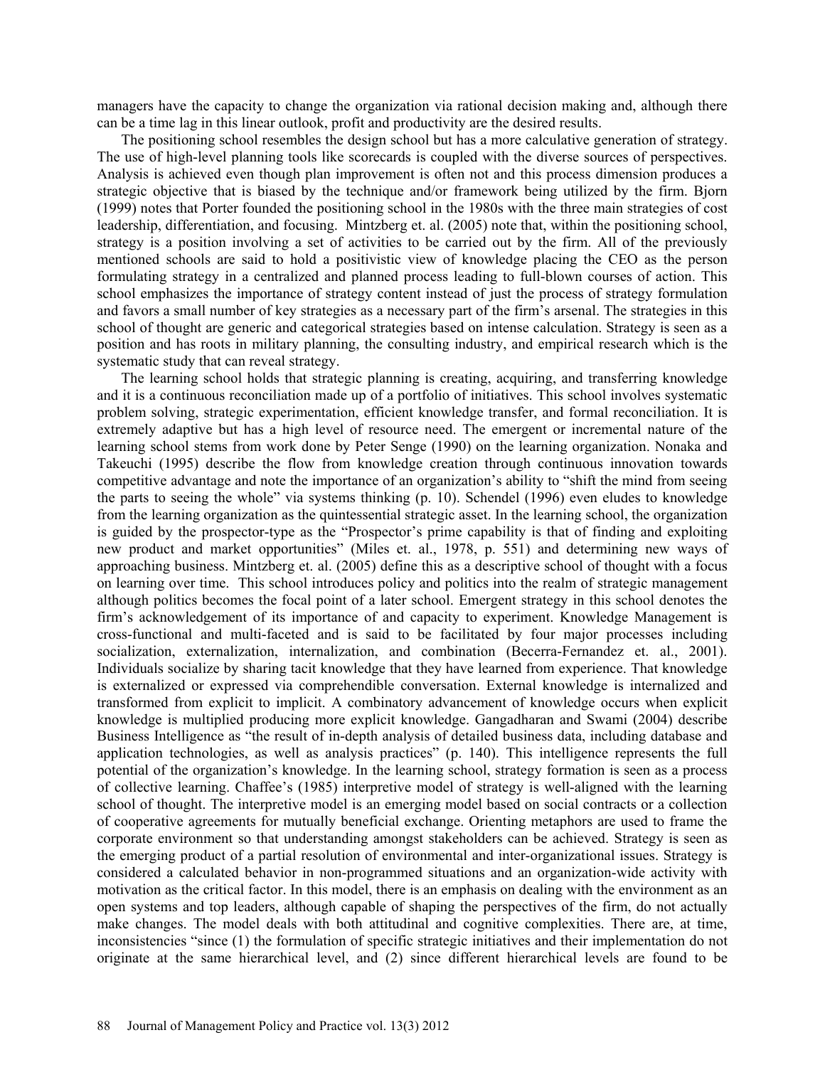managers have the capacity to change the organization via rational decision making and, although there can be a time lag in this linear outlook, profit and productivity are the desired results.

The positioning school resembles the design school but has a more calculative generation of strategy. The use of high-level planning tools like scorecards is coupled with the diverse sources of perspectives. Analysis is achieved even though plan improvement is often not and this process dimension produces a strategic objective that is biased by the technique and/or framework being utilized by the firm. Bjorn (1999) notes that Porter founded the positioning school in the 1980s with the three main strategies of cost leadership, differentiation, and focusing. Mintzberg et. al. (2005) note that, within the positioning school, strategy is a position involving a set of activities to be carried out by the firm. All of the previously mentioned schools are said to hold a positivistic view of knowledge placing the CEO as the person formulating strategy in a centralized and planned process leading to full-blown courses of action. This school emphasizes the importance of strategy content instead of just the process of strategy formulation and favors a small number of key strategies as a necessary part of the firm's arsenal. The strategies in this school of thought are generic and categorical strategies based on intense calculation. Strategy is seen as a position and has roots in military planning, the consulting industry, and empirical research which is the systematic study that can reveal strategy.

The learning school holds that strategic planning is creating, acquiring, and transferring knowledge and it is a continuous reconciliation made up of a portfolio of initiatives. This school involves systematic problem solving, strategic experimentation, efficient knowledge transfer, and formal reconciliation. It is extremely adaptive but has a high level of resource need. The emergent or incremental nature of the learning school stems from work done by Peter Senge (1990) on the learning organization. Nonaka and Takeuchi (1995) describe the flow from knowledge creation through continuous innovation towards competitive advantage and note the importance of an organization's ability to "shift the mind from seeing the parts to seeing the whole" via systems thinking (p. 10). Schendel (1996) even eludes to knowledge from the learning organization as the quintessential strategic asset. In the learning school, the organization is guided by the prospector-type as the "Prospector's prime capability is that of finding and exploiting new product and market opportunities" (Miles et. al., 1978, p. 551) and determining new ways of approaching business. Mintzberg et. al. (2005) define this as a descriptive school of thought with a focus on learning over time. This school introduces policy and politics into the realm of strategic management although politics becomes the focal point of a later school. Emergent strategy in this school denotes the firm's acknowledgement of its importance of and capacity to experiment. Knowledge Management is cross-functional and multi-faceted and is said to be facilitated by four major processes including socialization, externalization, internalization, and combination (Becerra-Fernandez et. al., 2001). Individuals socialize by sharing tacit knowledge that they have learned from experience. That knowledge is externalized or expressed via comprehendible conversation. External knowledge is internalized and transformed from explicit to implicit. A combinatory advancement of knowledge occurs when explicit knowledge is multiplied producing more explicit knowledge. Gangadharan and Swami (2004) describe Business Intelligence as "the result of in-depth analysis of detailed business data, including database and application technologies, as well as analysis practices" (p. 140). This intelligence represents the full potential of the organization's knowledge. In the learning school, strategy formation is seen as a process of collective learning. Chaffee's (1985) interpretive model of strategy is well-aligned with the learning school of thought. The interpretive model is an emerging model based on social contracts or a collection of cooperative agreements for mutually beneficial exchange. Orienting metaphors are used to frame the corporate environment so that understanding amongst stakeholders can be achieved. Strategy is seen as the emerging product of a partial resolution of environmental and inter-organizational issues. Strategy is considered a calculated behavior in non-programmed situations and an organization-wide activity with motivation as the critical factor. In this model, there is an emphasis on dealing with the environment as an open systems and top leaders, although capable of shaping the perspectives of the firm, do not actually make changes. The model deals with both attitudinal and cognitive complexities. There are, at time, inconsistencies "since (1) the formulation of specific strategic initiatives and their implementation do not originate at the same hierarchical level, and (2) since different hierarchical levels are found to be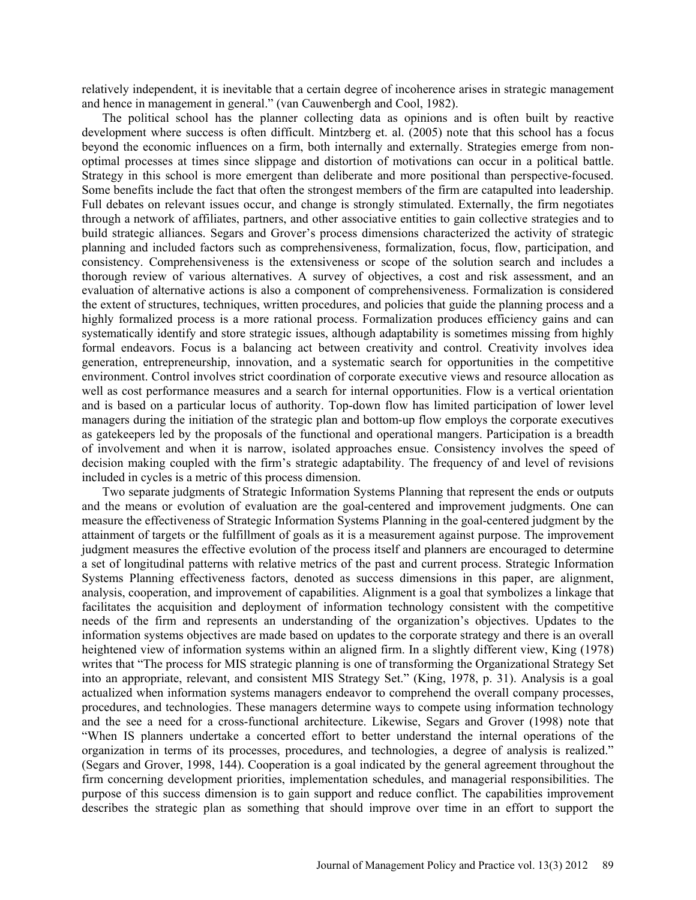relatively independent, it is inevitable that a certain degree of incoherence arises in strategic management and hence in management in general." (van Cauwenbergh and Cool, 1982).

The political school has the planner collecting data as opinions and is often built by reactive development where success is often difficult. Mintzberg et. al. (2005) note that this school has a focus beyond the economic influences on a firm, both internally and externally. Strategies emerge from non-optimal processes at times since slippage and distortion of motivations can occur in a political battle. Strategy in this school is more emergent than deliberate and more positional than perspective-focused. Some benefits include the fact that often the strongest members of the firm are catapulted into leadership. Full debates on relevant issues occur, and change is strongly stimulated. Externally, the firm negotiates through a network of affiliates, partners, and other associative entities to gain collective strategies and to build strategic alliances. Segars and Grover's process dimensions characterized the activity of strategic planning and included factors such as comprehensiveness, formalization, focus, flow, participation, and consistency. Comprehensiveness is the extensiveness or scope of the solution search and includes a thorough review of various alternatives. A survey of objectives, a cost and risk assessment, and an evaluation of alternative actions is also a component of comprehensiveness. Formalization is considered the extent of structures, techniques, written procedures, and policies that guide the planning process and a highly formalized process is a more rational process. Formalization produces efficiency gains and can systematically identify and store strategic issues, although adaptability is sometimes missing from highly formal endeavors. Focus is a balancing act between creativity and control. Creativity involves idea generation, entrepreneurship, innovation, and a systematic search for opportunities in the competitive environment. Control involves strict coordination of corporate executive views and resource allocation as well as cost performance measures and a search for internal opportunities. Flow is a vertical orientation and is based on a particular locus of authority. Top-down flow has limited participation of lower level managers during the initiation of the strategic plan and bottom-up flow employs the corporate executives as gatekeepers led by the proposals of the functional and operational mangers. Participation is a breadth of involvement and when it is narrow, isolated approaches ensue. Consistency involves the speed of decision making coupled with the firm's strategic adaptability. The frequency of and level of revisions included in cycles is a metric of this process dimension.

Two separate judgments of Strategic Information Systems Planning that represent the ends or outputs and the means or evolution of evaluation are the goal-centered and improvement judgments. One can measure the effectiveness of Strategic Information Systems Planning in the goal-centered judgment by the attainment of targets or the fulfillment of goals as it is a measurement against purpose. The improvement judgment measures the effective evolution of the process itself and planners are encouraged to determine a set of longitudinal patterns with relative metrics of the past and current process. Strategic Information Systems Planning effectiveness factors, denoted as success dimensions in this paper, are alignment, analysis, cooperation, and improvement of capabilities. Alignment is a goal that symbolizes a linkage that facilitates the acquisition and deployment of information technology consistent with the competitive needs of the firm and represents an understanding of the organization's objectives. Updates to the information systems objectives are made based on updates to the corporate strategy and there is an overall heightened view of information systems within an aligned firm. In a slightly different view, King (1978) writes that "The process for MIS strategic planning is one of transforming the Organizational Strategy Set into an appropriate, relevant, and consistent MIS Strategy Set." (King, 1978, p. 31). Analysis is a goal actualized when information systems managers endeavor to comprehend the overall company processes, procedures, and technologies. These managers determine ways to compete using information technology and the see a need for a cross-functional architecture. Likewise, Segars and Grover (1998) note that "When IS planners undertake a concerted effort to better understand the internal operations of the organization in terms of its processes, procedures, and technologies, a degree of analysis is realized." (Segars and Grover, 1998, 144). Cooperation is a goal indicated by the general agreement throughout the firm concerning development priorities, implementation schedules, and managerial responsibilities. The purpose of this success dimension is to gain support and reduce conflict. The capabilities improvement describes the strategic plan as something that should improve over time in an effort to support the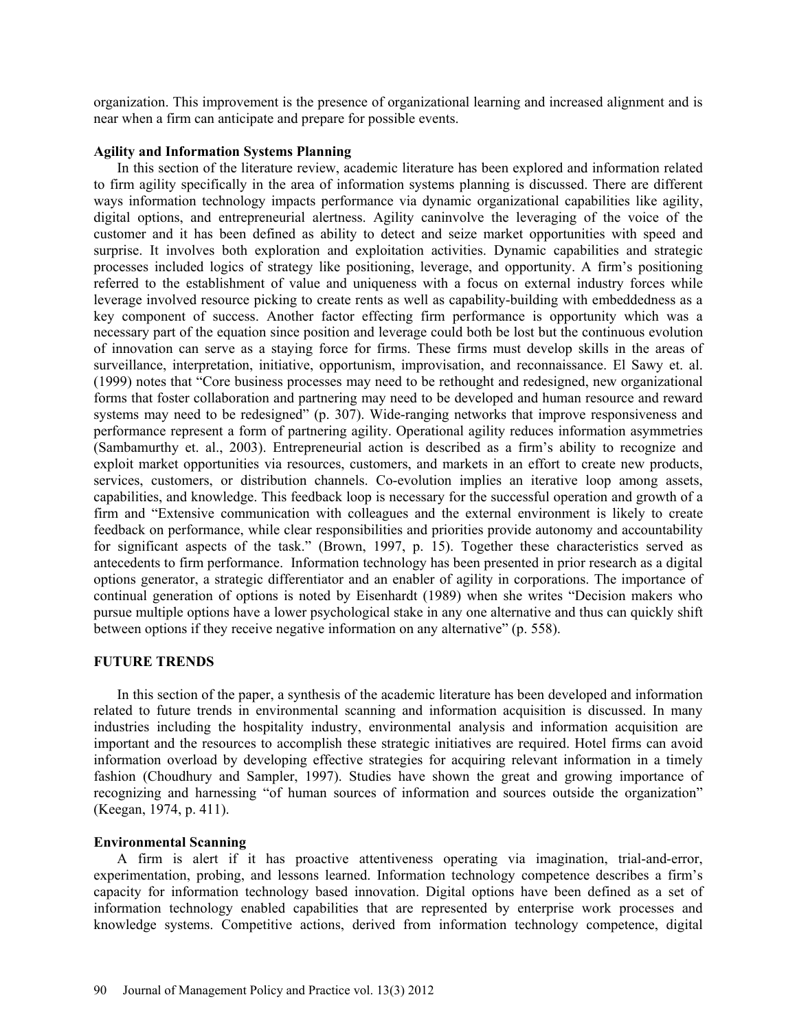organization. This improvement is the presence of organizational learning and increased alignment and is near when a firm can anticipate and prepare for possible events.

### Agility and Information Systems Planning

In this section of the literature review, academic literature has been explored and information related to firm agility specifically in the area of information systems planning is discussed. There are different ways information technology impacts performance via dynamic organizational capabilities like agility, digital options, and entrepreneurial alertness. Agility caninvolve the leveraging of the voice of the customer and it has been defined as ability to detect and seize market opportunities with speed and surprise. It involves both exploration and exploitation activities. Dynamic capabilities and strategic processes included logics of strategy like positioning, leverage, and opportunity. A firm's positioning referred to the establishment of value and uniqueness with a focus on external industry forces while leverage involved resource picking to create rents as well as capability-building with embeddedness as a key component of success. Another factor effecting firm performance is opportunity which was a necessary part of the equation since position and leverage could both be lost but the continuous evolution of innovation can serve as a staying force for firms. These firms must develop skills in the areas of surveillance, interpretation, initiative, opportunism, improvisation, and reconnaissance. El Sawy et. al. (1999) notes that "Core business processes may need to be rethought and redesigned, new organizational forms that foster collaboration and partnering may need to be developed and human resource and reward systems may need to be redesigned" (p. 307). Wide-ranging networks that improve responsiveness and performance represent a form of partnering agility. Operational agility reduces information asymmetries (Sambamurthy et. al., 2003). Entrepreneurial action is described as a firm's ability to recognize and exploit market opportunities via resources, customers, and markets in an effort to create new products, services, customers, or distribution channels. Co-evolution implies an iterative loop among assets, capabilities, and knowledge. This feedback loop is necessary for the successful operation and growth of a firm and "Extensive communication with colleagues and the external environment is likely to create feedback on performance, while clear responsibilities and priorities provide autonomy and accountability for significant aspects of the task." (Brown, 1997, p. 15). Together these characteristics served as antecedents to firm performance. Information technology has been presented in prior research as a digital options generator, a strategic differentiator and an enabler of agility in corporations. The importance of continual generation of options is noted by Eisenhardt (1989) when she writes "Decision makers who pursue multiple options have a lower psychological stake in any one alternative and thus can quickly shift between options if they receive negative information on any alternative" (p. 558).

## FUTURE TRENDS

In this section of the paper, a synthesis of the academic literature has been developed and information related to future trends in environmental scanning and information acquisition is discussed. In many industries including the hospitality industry, environmental analysis and information acquisition are important and the resources to accomplish these strategic initiatives are required. Hotel firms can avoid information overload by developing effective strategies for acquiring relevant information in a timely fashion (Choudhury and Sampler, 1997). Studies have shown the great and growing importance of recognizing and harnessing "of human sources of information and sources outside the organization" (Keegan, 1974, p. 411).

### Environmental Scanning

A firm is alert if it has proactive attentiveness operating via imagination, trial-and-error, experimentation, probing, and lessons learned. Information technology competence describes a firm's capacity for information technology based innovation. Digital options have been defined as a set of information technology enabled capabilities that are represented by enterprise work processes and knowledge systems. Competitive actions, derived from information technology competence, digital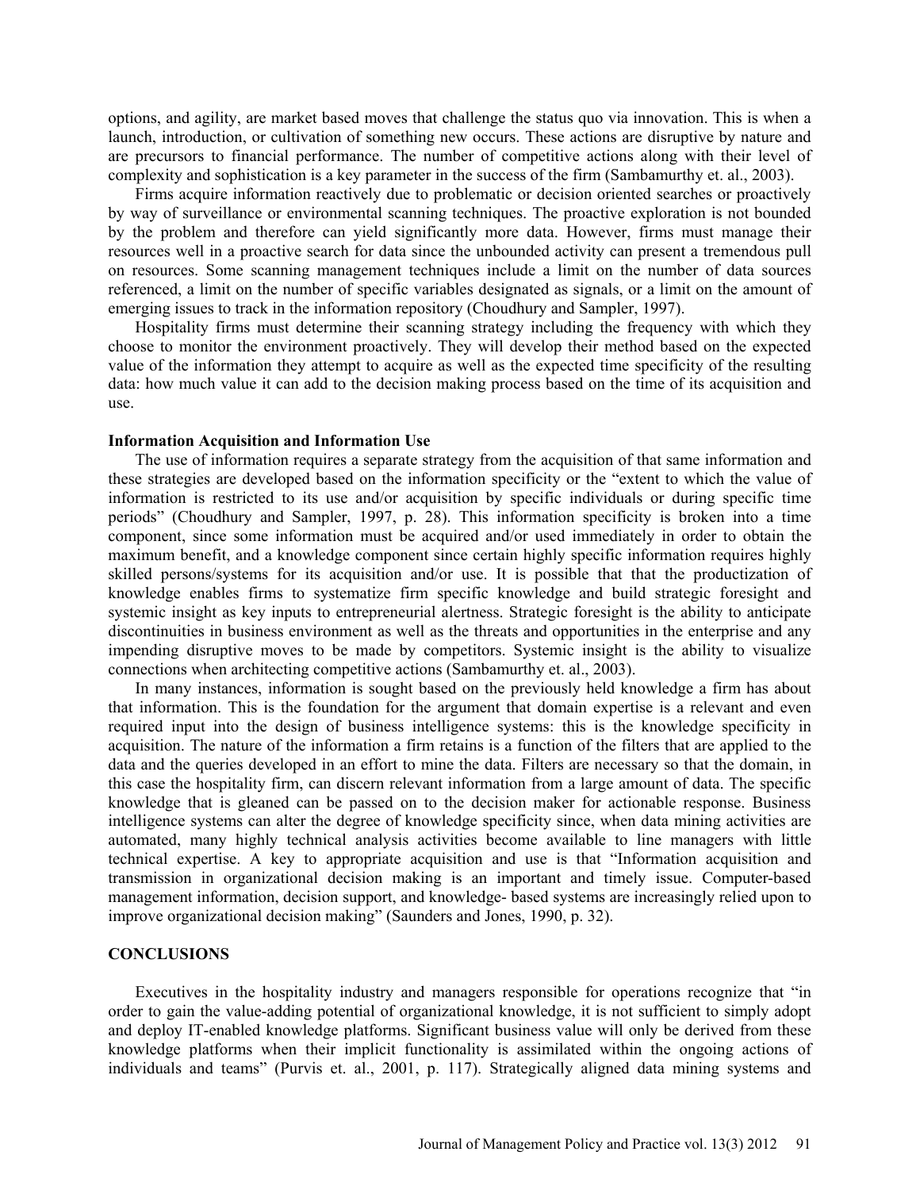options, and agility, are market based moves that challenge the status quo via innovation. This is when a launch, introduction, or cultivation of something new occurs. These actions are disruptive by nature and are precursors to financial performance. The number of competitive actions along with their level of complexity and sophistication is a key parameter in the success of the firm (Sambamurthy et. al., 2003).

Firms acquire information reactively due to problematic or decision oriented searches or proactively by way of surveillance or environmental scanning techniques. The proactive exploration is not bounded by the problem and therefore can yield significantly more data. However, firms must manage their resources well in a proactive search for data since the unbounded activity can present a tremendous pull on resources. Some scanning management techniques include a limit on the number of data sources referenced, a limit on the number of specific variables designated as signals, or a limit on the amount of emerging issues to track in the information repository (Choudhury and Sampler, 1997).

Hospitality firms must determine their scanning strategy including the frequency with which they choose to monitor the environment proactively. They will develop their method based on the expected value of the information they attempt to acquire as well as the expected time specificity of the resulting data: how much value it can add to the decision making process based on the time of its acquisition and use.

**Information Acquisition and Information Use**

The use of information requires a separate strategy from the acquisition of that same information and these strategies are developed based on the information specificity or the "extent to which the value of information is restricted to its use and/or acquisition by specific individuals or during specific time periods" (Choudhury and Sampler, 1997, p. 28). This information specificity is broken into a time component, since some information must be acquired and/or used immediately in order to obtain the maximum benefit, and a knowledge component since certain highly specific information requires highly skilled persons/systems for its acquisition and/or use. It is possible that that the productization of knowledge enables firms to systematize firm specific knowledge and build strategic foresight and systemic insight as key inputs to entrepreneurial alertness. Strategic foresight is the ability to anticipate discontinuities in business environment as well as the threats and opportunities in the enterprise and any impending disruptive moves to be made by competitors. Systemic insight is the ability to visualize connections when architecting competitive actions (Sambamurthy et. al., 2003).

In many instances, information is sought based on the previously held knowledge a firm has about that information. This is the foundation for the argument that domain expertise is a relevant and even required input into the design of business intelligence systems: this is the knowledge specificity in acquisition. The nature of the information a firm retains is a function of the filters that are applied to the data and the queries developed in an effort to mine the data. Filters are necessary so that the domain, in this case the hospitality firm, can discern relevant information from a large amount of data. The specific knowledge that is gleaned can be passed on to the decision maker for actionable response. Business intelligence systems can alter the degree of knowledge specificity since, when data mining activities are automated, many highly technical analysis activities become available to line managers with little technical expertise. A key to appropriate acquisition and use is that "Information acquisition and transmission in organizational decision making is an important and timely issue. Computer-based management information, decision support, and knowledge- based systems are increasingly relied upon to improve organizational decision making" (Saunders and Jones, 1990, p. 32).

## CONCLUSIONS

Executives in the hospitality industry and managers responsible for operations recognize that "in order to gain the value-adding potential of organizational knowledge, it is not sufficient to simply adopt and deploy IT-enabled knowledge platforms. Significant business value will only be derived from these knowledge platforms when their implicit functionality is assimilated within the ongoing actions of individuals and teams" (Purvis et. al., 2001, p. 117). Strategically aligned data mining systems and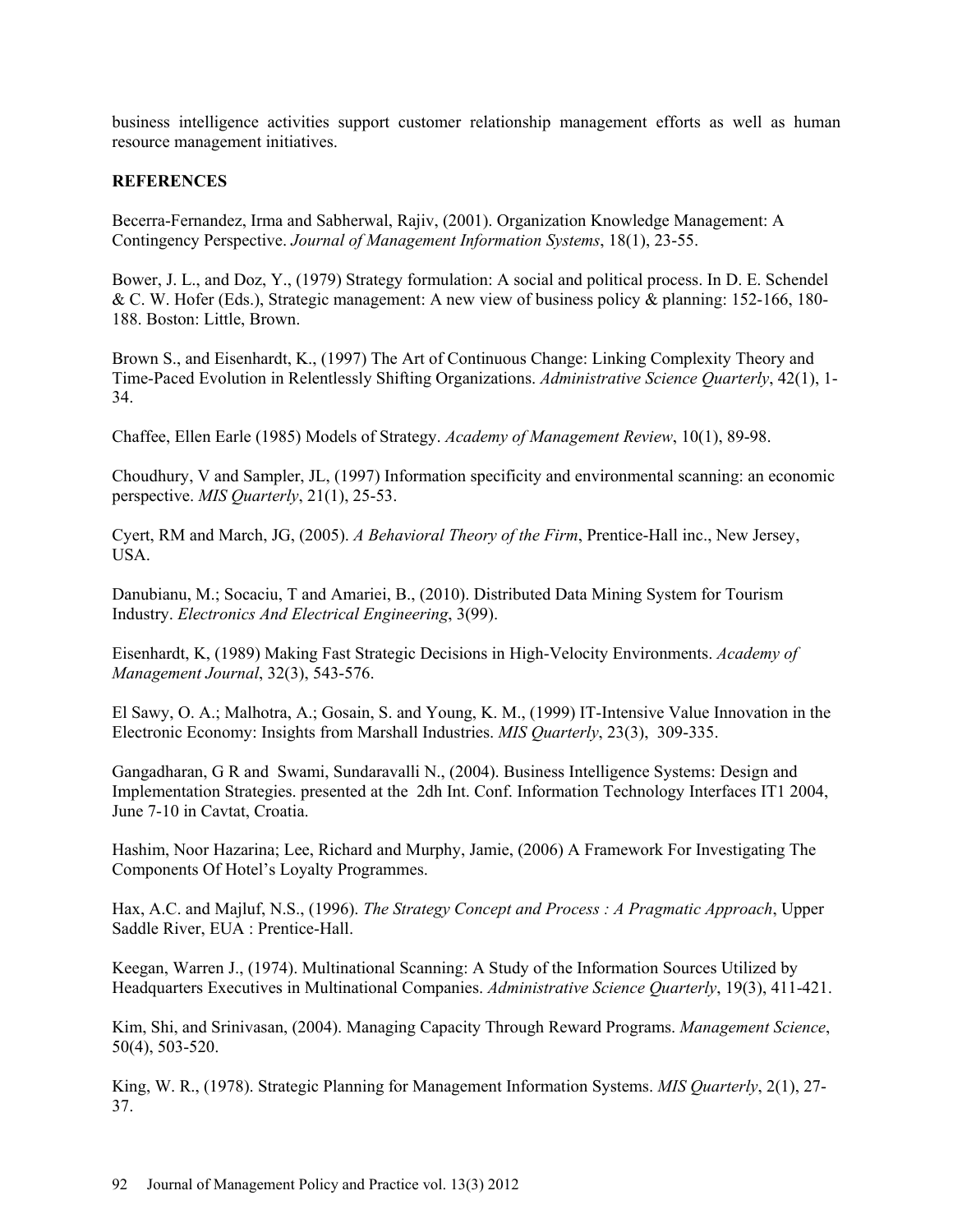business intelligence activities support customer relationship management efforts as well as human resource management initiatives.

## REFERENCES

Becerra-Fernandez, Irma and Sabherwal, Rajiv, (2001). Organization Knowledge Management: A Contingency Perspective. *Journal of Management Information Systems*, 18(1), 23-55.

Bower, J. L., and Doz, Y., (1979) Strategy formulation: A social and political process. In D. E. Schendel & C. W. Hofer (Eds.), Strategic management: A new view of business policy & planning: 152-166, 180-188. Boston: Little, Brown.

Brown S., and Eisenhardt, K., (1997) The Art of Continuous Change: Linking Complexity Theory and Time-Paced Evolution in Relentlessly Shifting Organizations. *Administrative Science Quarterly*, 42(1), 1-34.

Chaffee, Ellen Earle (1985) Models of Strategy. *Academy of Management Review*, 10(1), 89-98.

Choudhury, V and Sampler, JL, (1997) Information specificity and environmental scanning: an economic perspective. *MIS Quarterly*, 21(1), 25-53.

Cyert, RM and March, JG, (2005). *A Behavioral Theory of the Firm*, Prentice-Hall inc., New Jersey, USA.

Danubianu, M.; Socaciu, T and Amariei, B., (2010). Distributed Data Mining System for Tourism Industry. *Electronics And Electrical Engineering*, 3(99).

Eisenhardt, K, (1989) Making Fast Strategic Decisions in High-Velocity Environments. *Academy of Management Journal*, 32(3), 543-576.

El Sawy, O. A.; Malhotra, A.; Gosain, S. and Young, K. M., (1999) IT-Intensive Value Innovation in the Electronic Economy: Insights from Marshall Industries. *MIS Quarterly*, 23(3), 309-335.

Gangadharan, G R and Swami, Sundaravalli N., (2004). Business Intelligence Systems: Design and Implementation Strategies. presented at the 2dh Int. Conf. Information Technology Interfaces IT1 2004, June 7-10 in Cavtat, Croatia.

Hashim, Noor Hazarina; Lee, Richard and Murphy, Jamie, (2006) A Framework For Investigating The Components Of Hotel's Loyalty Programmes.

Hax, A.C. and Majluf, N.S., (1996). *The Strategy Concept and Process : A Pragmatic Approach*, Upper Saddle River, EUA : Prentice-Hall.

Keegan, Warren J., (1974). Multinational Scanning: A Study of the Information Sources Utilized by Headquarters Executives in Multinational Companies. *Administrative Science Quarterly*, 19(3), 411-421.

Kim, Shi, and Srinivasan, (2004). Managing Capacity Through Reward Programs. *Management Science*, 50(4), 503-520.

King, W. R., (1978). Strategic Planning for Management Information Systems. *MIS Quarterly*, 2(1), 27-37.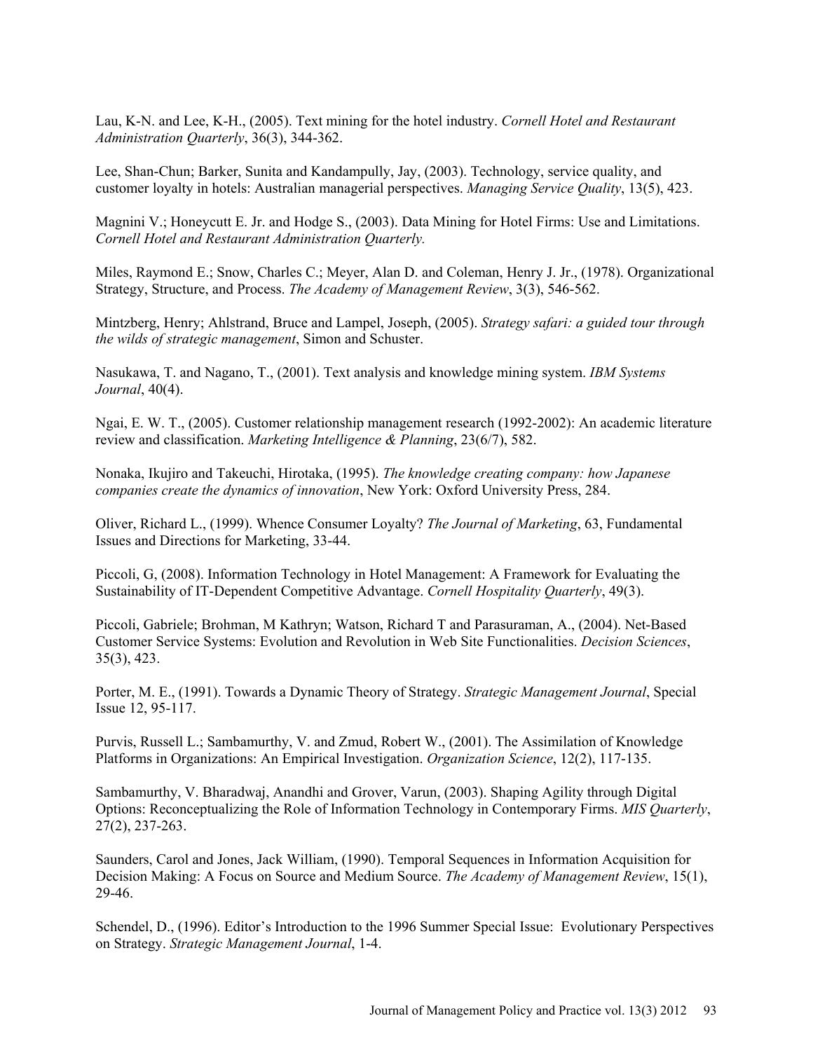Lau, K-N. and Lee, K-H., (2005). Text mining for the hotel industry. *Cornell Hotel and Restaurant Administration Quarterly*, 36(3), 344-362.

Lee, Shan-Chun; Barker, Sunita and Kandampully, Jay, (2003). Technology, service quality, and customer loyalty in hotels: Australian managerial perspectives. *Managing Service Quality*, 13(5), 423.

Magnini V.; Honeycutt E. Jr. and Hodge S., (2003). Data Mining for Hotel Firms: Use and Limitations. *Cornell Hotel and Restaurant Administration Quarterly.*

Miles, Raymond E.; Snow, Charles C.; Meyer, Alan D. and Coleman, Henry J. Jr., (1978). Organizational Strategy, Structure, and Process. *The Academy of Management Review*, 3(3), 546-562.

Mintzberg, Henry; Ahlstrand, Bruce and Lampel, Joseph, (2005). *Strategy safari: a guided tour through the wilds of strategic management*, Simon and Schuster.

Nasukawa, T. and Nagano, T., (2001). Text analysis and knowledge mining system. *IBM Systems Journal*, 40(4).

Ngai, E. W. T., (2005). Customer relationship management research (1992-2002): An academic literature review and classification. *Marketing Intelligence & Planning*, 23(6/7), 582.

Nonaka, Ikujiro and Takeuchi, Hirotaka, (1995). *The knowledge creating company: how Japanese companies create the dynamics of innovation*, New York: Oxford University Press, 284.

Oliver, Richard L., (1999). Whence Consumer Loyalty? *The Journal of Marketing*, 63, Fundamental Issues and Directions for Marketing, 33-44.

Piccoli, G, (2008). Information Technology in Hotel Management: A Framework for Evaluating the Sustainability of IT-Dependent Competitive Advantage. *Cornell Hospitality Quarterly*, 49(3).

Piccoli, Gabriele; Brohman, M Kathryn; Watson, Richard T and Parasuraman, A., (2004). Net-Based Customer Service Systems: Evolution and Revolution in Web Site Functionalities. *Decision Sciences*, 35(3), 423.

Porter, M. E., (1991). Towards a Dynamic Theory of Strategy. *Strategic Management Journal*, Special Issue 12, 95-117.

Purvis, Russell L.; Sambamurthy, V. and Zmud, Robert W., (2001). The Assimilation of Knowledge Platforms in Organizations: An Empirical Investigation. *Organization Science*, 12(2), 117-135.

Sambamurthy, V. Bharadwaj, Anandhi and Grover, Varun, (2003). Shaping Agility through Digital Options: Reconceptualizing the Role of Information Technology in Contemporary Firms. *MIS Quarterly*, 27(2), 237-263.

Saunders, Carol and Jones, Jack William, (1990). Temporal Sequences in Information Acquisition for Decision Making: A Focus on Source and Medium Source. *The Academy of Management Review*, 15(1), 29-46.

Schendel, D., (1996). Editor's Introduction to the 1996 Summer Special Issue: Evolutionary Perspectives on Strategy. *Strategic Management Journal*, 1-4.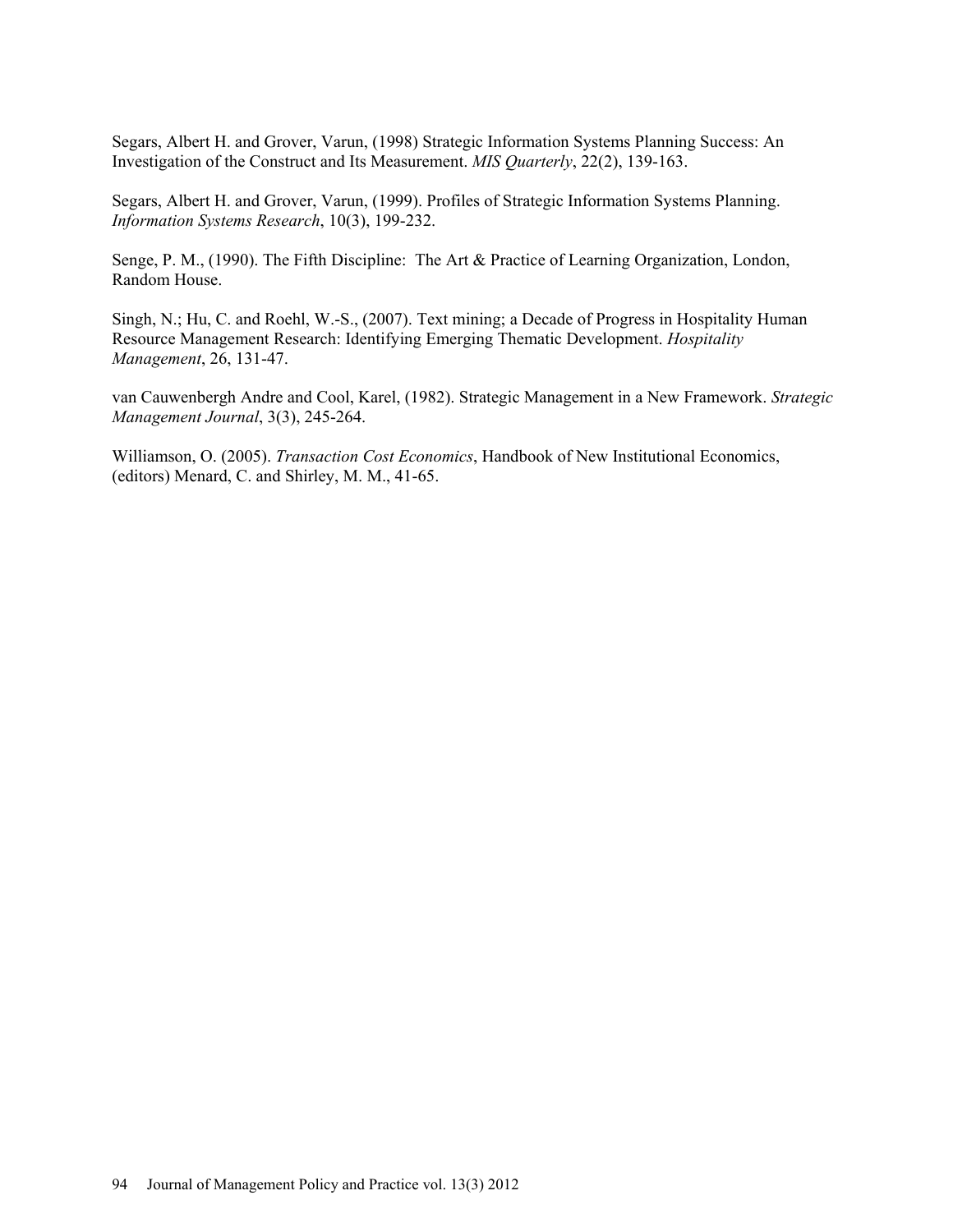Segars, Albert H. and Grover, Varun, (1998) Strategic Information Systems Planning Success: An Investigation of the Construct and Its Measurement. *MIS Quarterly*, 22(2), 139-163.

Segars, Albert H. and Grover, Varun, (1999). Profiles of Strategic Information Systems Planning. *Information Systems Research*, 10(3), 199-232.

Senge, P. M., (1990). The Fifth Discipline: The Art & Practice of Learning Organization, London, Random House.

Singh, N.; Hu, C. and Roehl, W.-S., (2007). Text mining; a Decade of Progress in Hospitality Human Resource Management Research: Identifying Emerging Thematic Development. *Hospitality Management*, 26, 131-47.

van Cauwenbergh Andre and Cool, Karel, (1982). Strategic Management in a New Framework. *Strategic Management Journal*, 3(3), 245-264.

Williamson, O. (2005). *Transaction Cost Economics*, Handbook of New Institutional Economics, (editors) Menard, C. and Shirley, M. M., 41-65.